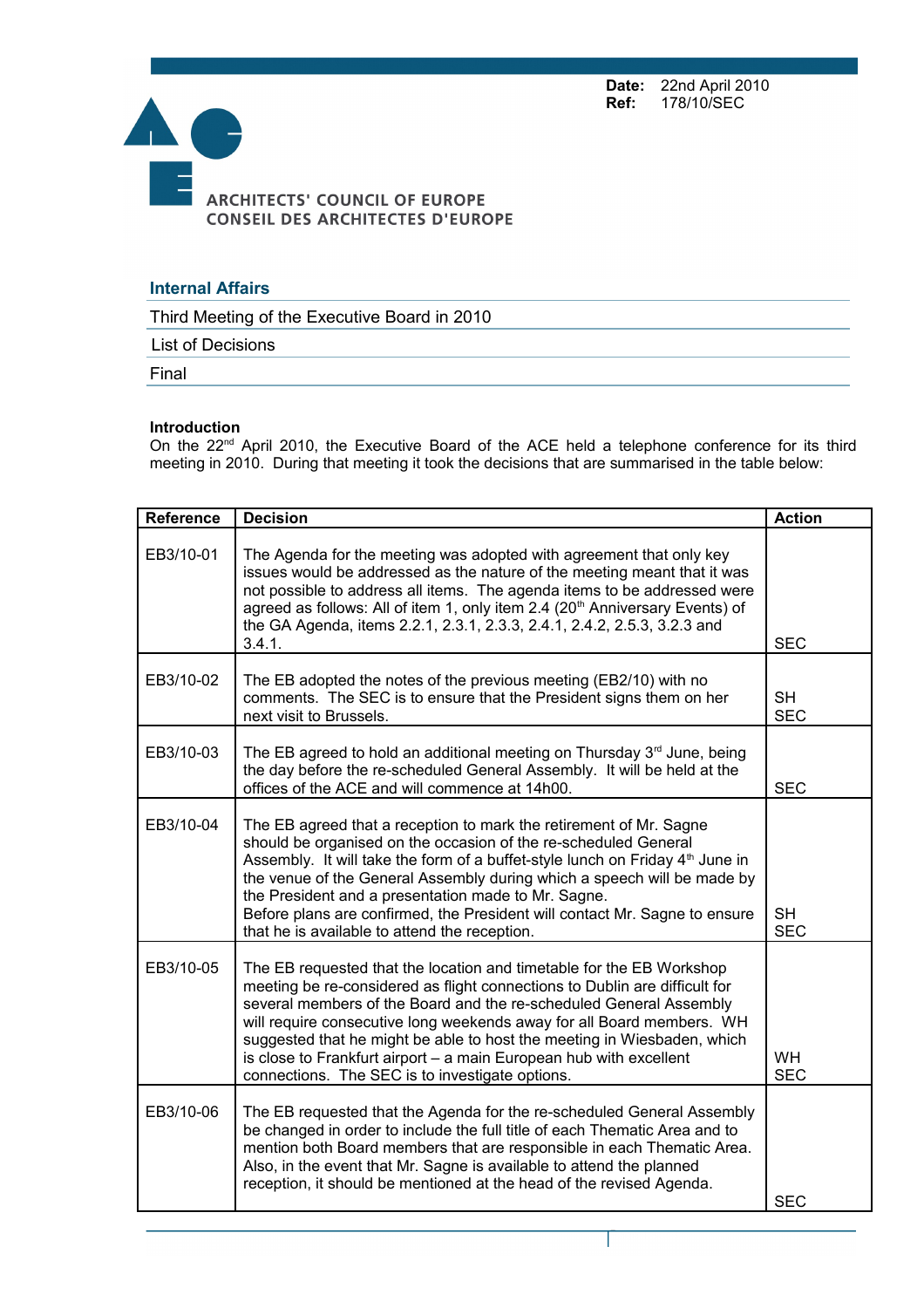**Date:** 22nd April 2010
**Ref:** 178/10/SEC

ARCHITECTS' COUNCIL OF EUROPE
CONSEIL DES ARCHITECTES D'EUROPE

## Internal Affairs

Third Meeting of the Executive Board in 2010

List of Decisions

Final

**Introduction**
On the 22nd April 2010, the Executive Board of the ACE held a telephone conference for its third meeting in 2010. During that meeting it took the decisions that are summarised in the table below:

| Reference | Decision | Action |
|---|---|---|
| EB3/10-01 | The Agenda for the meeting was adopted with agreement that only key issues would be addressed as the nature of the meeting meant that it was not possible to address all items. The agenda items to be addressed were agreed as follows: All of item 1, only item 2.4 (20th Anniversary Events) of the GA Agenda, items 2.2.1, 2.3.1, 2.3.3, 2.4.1, 2.4.2, 2.5.3, 3.2.3 and 3.4.1. | SEC |
| EB3/10-02 | The EB adopted the notes of the previous meeting (EB2/10) with no comments. The SEC is to ensure that the President signs them on her next visit to Brussels. | SH<br>SEC |
| EB3/10-03 | The EB agreed to hold an additional meeting on Thursday 3rd June, being the day before the re-scheduled General Assembly. It will be held at the offices of the ACE and will commence at 14h00. | SEC |
| EB3/10-04 | The EB agreed that a reception to mark the retirement of Mr. Sagne should be organised on the occasion of the re-scheduled General Assembly. It will take the form of a buffet-style lunch on Friday 4th June in the venue of the General Assembly during which a speech will be made by the President and a presentation made to Mr. Sagne.<br>Before plans are confirmed, the President will contact Mr. Sagne to ensure that he is available to attend the reception. | SH<br>SEC |
| EB3/10-05 | The EB requested that the location and timetable for the EB Workshop meeting be re-considered as flight connections to Dublin are difficult for several members of the Board and the re-scheduled General Assembly will require consecutive long weekends away for all Board members. WH suggested that he might be able to host the meeting in Wiesbaden, which is close to Frankfurt airport – a main European hub with excellent connections. The SEC is to investigate options. | WH<br>SEC |
| EB3/10-06 | The EB requested that the Agenda for the re-scheduled General Assembly be changed in order to include the full title of each Thematic Area and to mention both Board members that are responsible in each Thematic Area. Also, in the event that Mr. Sagne is available to attend the planned reception, it should be mentioned at the head of the revised Agenda. | SEC |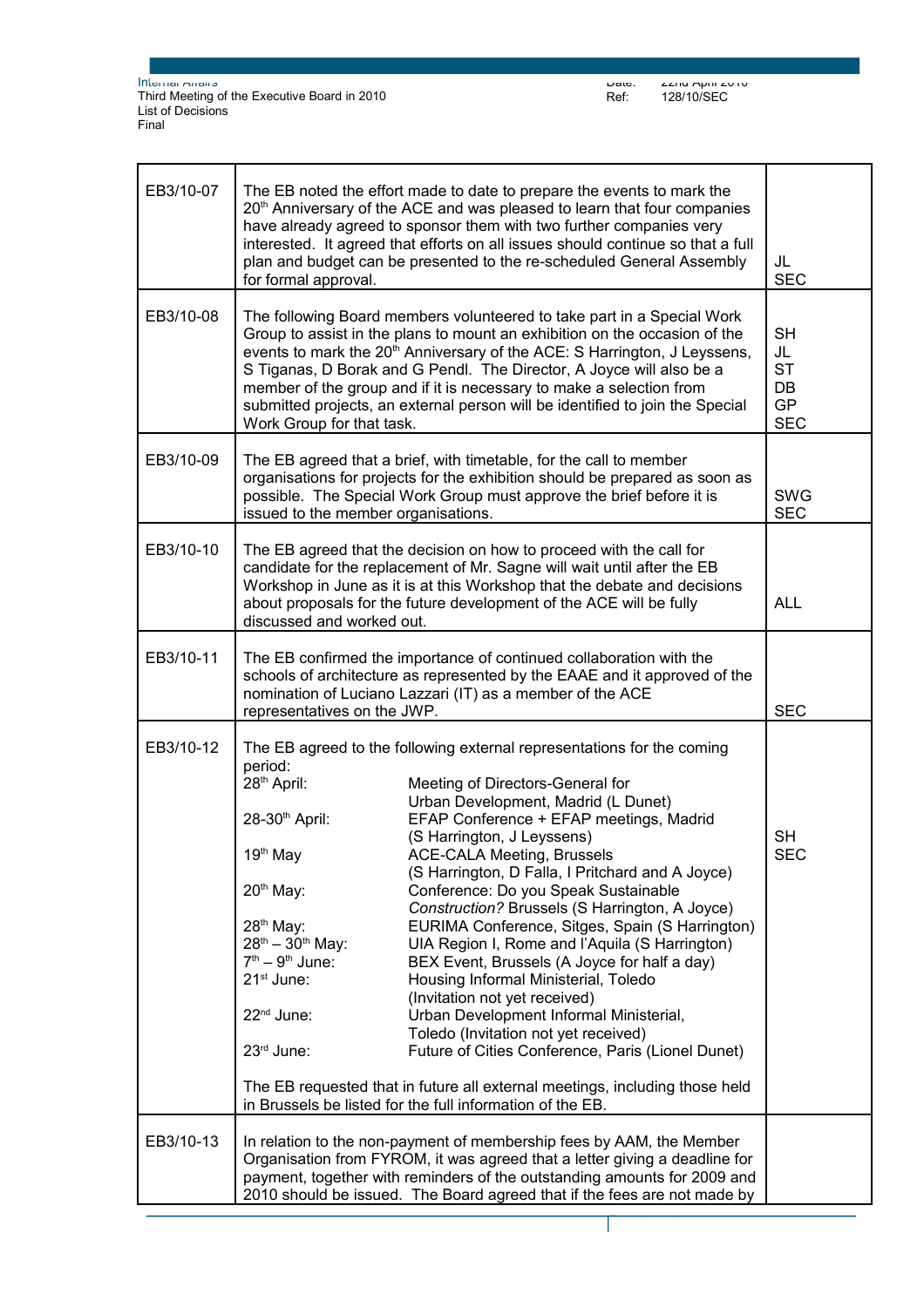| | | |
|---|---|---|
| EB3/10-07 | The EB noted the effort made to date to prepare the events to mark the 20th Anniversary of the ACE and was pleased to learn that four companies have already agreed to sponsor them with two further companies very interested. It agreed that efforts on all issues should continue so that a full plan and budget can be presented to the re-scheduled General Assembly for formal approval. | JL<br>SEC |
| EB3/10-08 | The following Board members volunteered to take part in a Special Work Group to assist in the plans to mount an exhibition on the occasion of the events to mark the 20th Anniversary of the ACE: S Harrington, J Leyssens, S Tiganas, D Borak and G Pendl. The Director, A Joyce will also be a member of the group and if it is necessary to make a selection from submitted projects, an external person will be identified to join the Special Work Group for that task. | SH<br>JL<br>ST<br>DB<br>GP<br>SEC |
| EB3/10-09 | The EB agreed that a brief, with timetable, for the call to member organisations for projects for the exhibition should be prepared as soon as possible. The Special Work Group must approve the brief before it is issued to the member organisations. | SWG<br>SEC |
| EB3/10-10 | The EB agreed that the decision on how to proceed with the call for candidate for the replacement of Mr. Sagne will wait until after the EB Workshop in June as it is at this Workshop that the debate and decisions about proposals for the future development of the ACE will be fully discussed and worked out. | ALL |
| EB3/10-11 | The EB confirmed the importance of continued collaboration with the schools of architecture as represented by the EAAE and it approved of the nomination of Luciano Lazzari (IT) as a member of the ACE representatives on the JWP. | SEC |
| EB3/10-12 | The EB agreed to the following external representations for the coming period:<br>28th April: Meeting of Directors-General for Urban Development, Madrid (L Dunet)<br>28-30th April: EFAP Conference + EFAP meetings, Madrid (S Harrington, J Leyssens)<br>19th May: ACE-CALA Meeting, Brussels (S Harrington, D Falla, I Pritchard and A Joyce)<br>20th May: Conference: Do you Speak Sustainable *Construction?* Brussels (S Harrington, A Joyce)<br>28th May: EURIMA Conference, Sitges, Spain (S Harrington)<br>28th – 30th May: UIA Region I, Rome and l'Aquila (S Harrington)<br>7th – 9th June: BEX Event, Brussels (A Joyce for half a day)<br>21st June: Housing Informal Ministerial, Toledo (Invitation not yet received)<br>22nd June: Urban Development Informal Ministerial, Toledo (Invitation not yet received)<br>23rd June: Future of Cities Conference, Paris (Lionel Dunet)<br><br>The EB requested that in future all external meetings, including those held in Brussels be listed for the full information of the EB. | SH<br>SEC |
| EB3/10-13 | In relation to the non-payment of membership fees by AAM, the Member Organisation from FYROM, it was agreed that a letter giving a deadline for payment, together with reminders of the outstanding amounts for 2009 and 2010 should be issued. The Board agreed that if the fees are not made by | |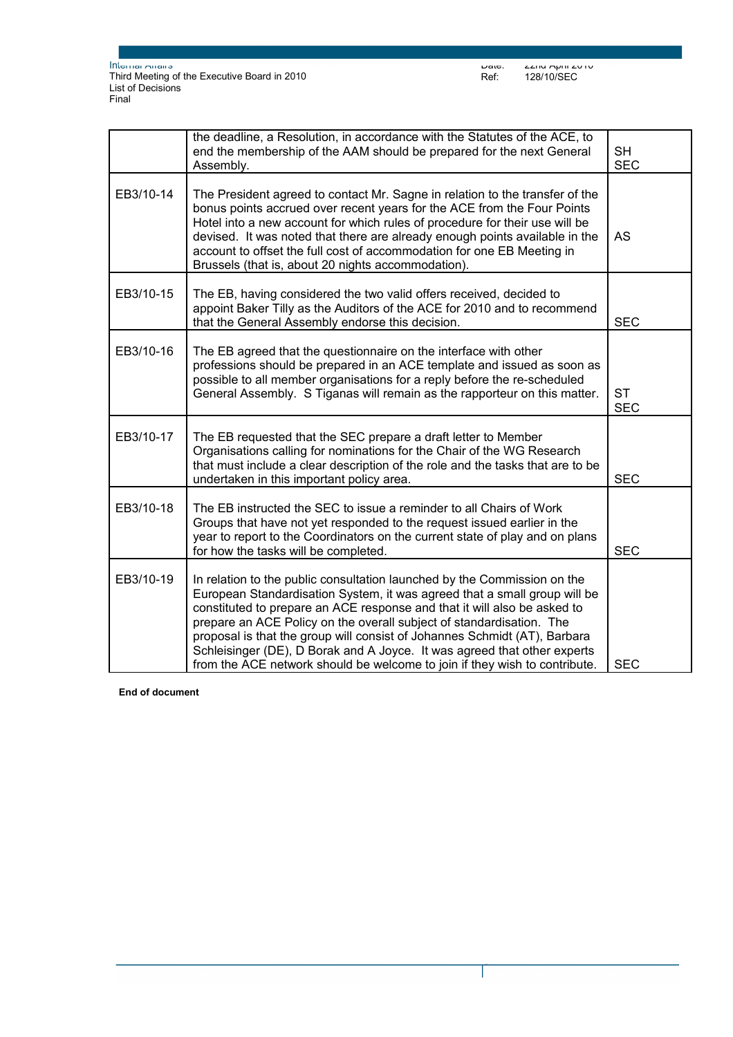| | | |
|---|---|---|
| | the deadline, a Resolution, in accordance with the Statutes of the ACE, to end the membership of the AAM should be prepared for the next General Assembly. | SH SEC |
| EB3/10-14 | The President agreed to contact Mr. Sagne in relation to the transfer of the bonus points accrued over recent years for the ACE from the Four Points Hotel into a new account for which rules of procedure for their use will be devised. It was noted that there are already enough points available in the account to offset the full cost of accommodation for one EB Meeting in Brussels (that is, about 20 nights accommodation). | AS |
| EB3/10-15 | The EB, having considered the two valid offers received, decided to appoint Baker Tilly as the Auditors of the ACE for 2010 and to recommend that the General Assembly endorse this decision. | SEC |
| EB3/10-16 | The EB agreed that the questionnaire on the interface with other professions should be prepared in an ACE template and issued as soon as possible to all member organisations for a reply before the re-scheduled General Assembly. S Tiganas will remain as the rapporteur on this matter. | ST SEC |
| EB3/10-17 | The EB requested that the SEC prepare a draft letter to Member Organisations calling for nominations for the Chair of the WG Research that must include a clear description of the role and the tasks that are to be undertaken in this important policy area. | SEC |
| EB3/10-18 | The EB instructed the SEC to issue a reminder to all Chairs of Work Groups that have not yet responded to the request issued earlier in the year to report to the Coordinators on the current state of play and on plans for how the tasks will be completed. | SEC |
| EB3/10-19 | In relation to the public consultation launched by the Commission on the European Standardisation System, it was agreed that a small group will be constituted to prepare an ACE response and that it will also be asked to prepare an ACE Policy on the overall subject of standardisation. The proposal is that the group will consist of Johannes Schmidt (AT), Barbara Schleisinger (DE), D Borak and A Joyce. It was agreed that other experts from the ACE network should be welcome to join if they wish to contribute. | SEC |

**End of document**